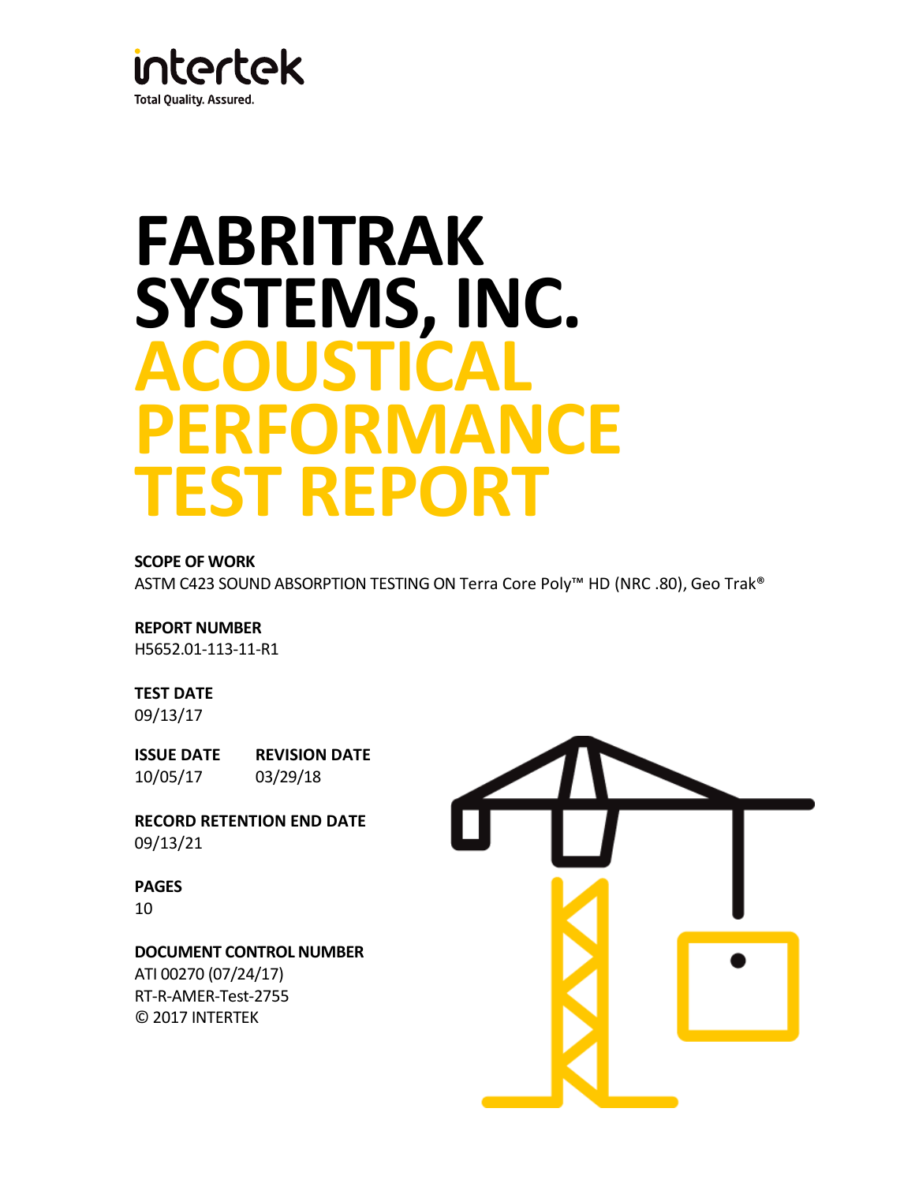intertek

Total Quality. Assured.

# FABRITRAK SYSTEMS, INC.
# ACOUSTICAL PERFORMANCE TEST REPORT

**SCOPE OF WORK**

ASTM C423 SOUND ABSORPTION TESTING ON Terra Core Poly™ HD (NRC .80), Geo Trak®

**REPORT NUMBER**

H5652.01-113-11-R1

**TEST DATE**

09/13/17

**ISSUE DATE**

10/05/17

**REVISION DATE**

03/29/18

**RECORD RETENTION END DATE**

09/13/21

**PAGES**

10

**DOCUMENT CONTROL NUMBER**

ATI 00270 (07/24/17)

RT-R-AMER-Test-2755

© 2017 INTERTEK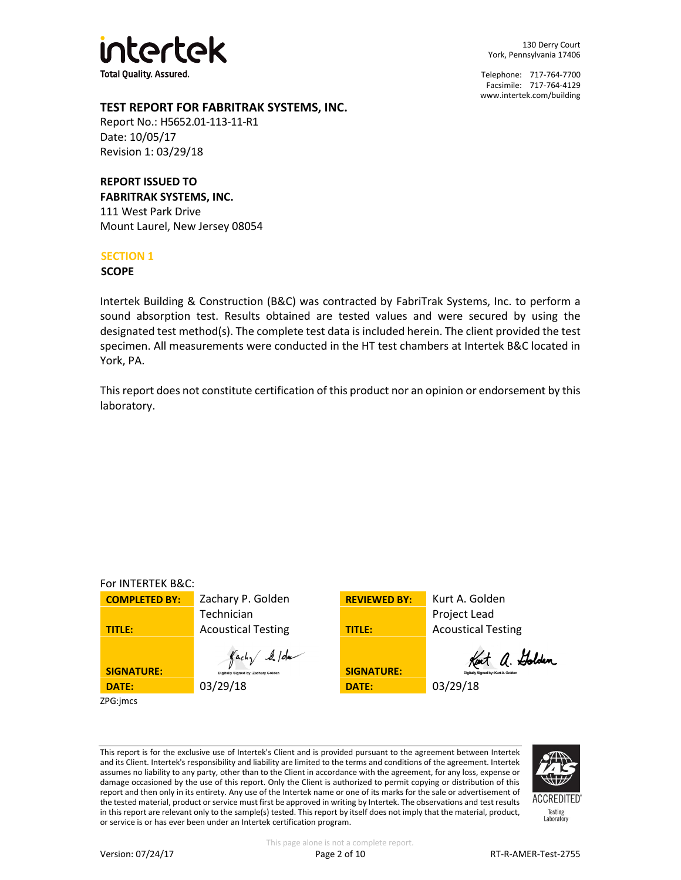intertek
Total Quality. Assured.

130 Derry Court
York, Pennsylvania 17406

Telephone: 717-764-7700
Facsimile: 717-764-4129
www.intertek.com/building

**TEST REPORT FOR FABRITRAK SYSTEMS, INC.**
Report No.: H5652.01-113-11-R1
Date: 10/05/17
Revision 1: 03/29/18

**REPORT ISSUED TO**
**FABRITRAK SYSTEMS, INC.**
111 West Park Drive
Mount Laurel, New Jersey 08054

## SECTION 1

### SCOPE

Intertek Building & Construction (B&C) was contracted by FabriTrak Systems, Inc. to perform a sound absorption test. Results obtained are tested values and were secured by using the designated test method(s). The complete test data is included herein. The client provided the test specimen. All measurements were conducted in the HT test chambers at Intertek B&C located in York, PA.

This report does not constitute certification of this product nor an opinion or endorsement by this laboratory.

For INTERTEK B&C:

| | | | |
|---|---|---|---|
| **COMPLETED BY:** | Zachary P. Golden | **REVIEWED BY:** | Kurt A. Golden |
| **TITLE:** | Technician<br>Acoustical Testing | **TITLE:** | Project Lead<br>Acoustical Testing |
| **SIGNATURE:** | Digitally Signed by: Zachary Golden | **SIGNATURE:** | Digitally Signed by: Kurt A. Golden |
| **DATE:** | 03/29/18 | **DATE:** | 03/29/18 |

ZPG:jmcs

This report is for the exclusive use of Intertek's Client and is provided pursuant to the agreement between Intertek and its Client. Intertek's responsibility and liability are limited to the terms and conditions of the agreement. Intertek assumes no liability to any party, other than to the Client in accordance with the agreement, for any loss, expense or damage occasioned by the use of this report. Only the Client is authorized to permit copying or distribution of this report and then only in its entirety. Any use of the Intertek name or one of its marks for the sale or advertisement of the tested material, product or service must first be approved in writing by Intertek. The observations and test results in this report are relevant only to the sample(s) tested. This report by itself does not imply that the material, product, or service is or has ever been under an Intertek certification program.

IAS ACCREDITED Testing Laboratory

This page alone is not a complete report.

Version: 07/24/17 RT-R-AMER-Test-2755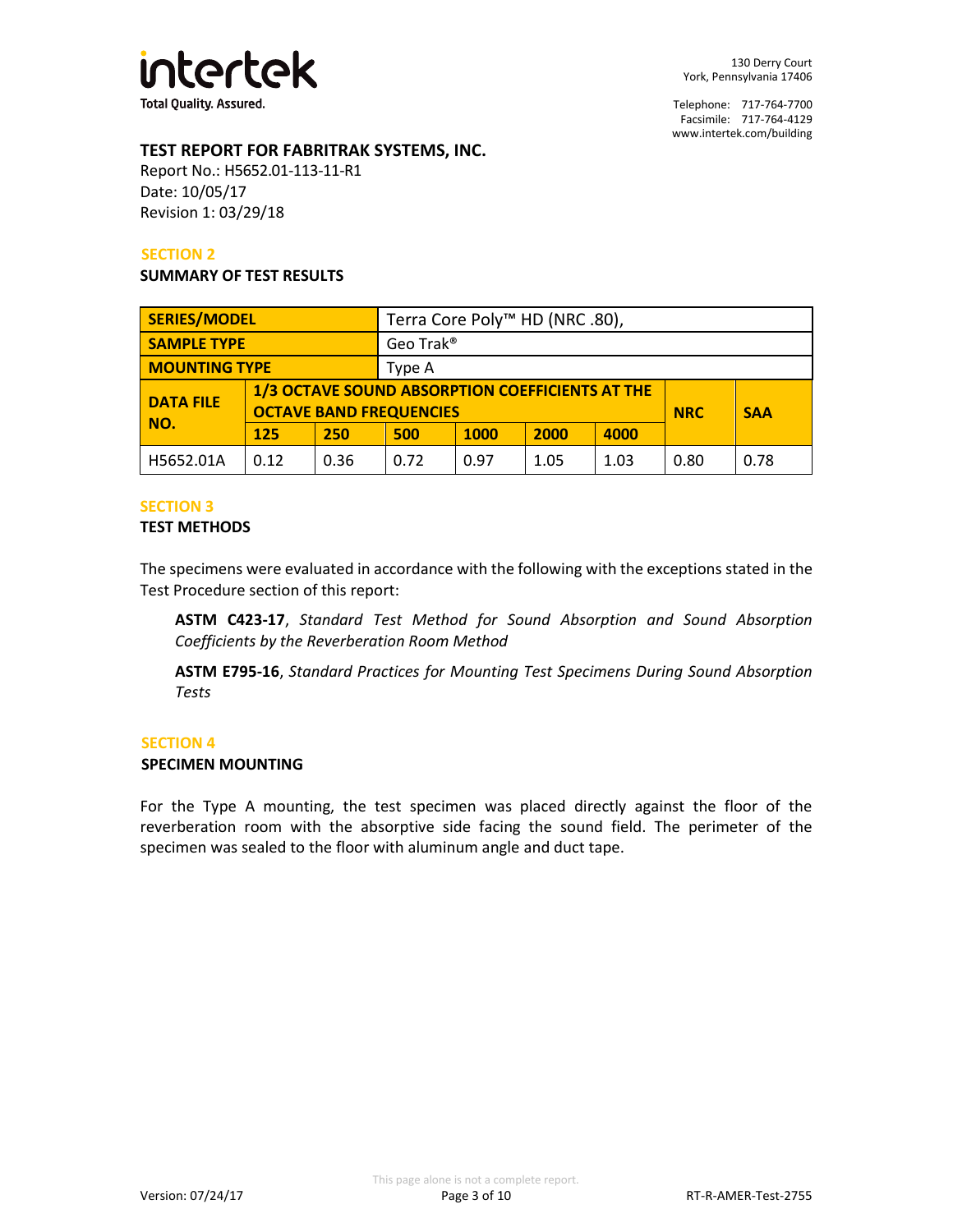**TEST REPORT FOR FABRITRAK SYSTEMS, INC.**

Report No.: H5652.01-113-11-R1
Date: 10/05/17
Revision 1: 03/29/18

## SECTION 2

### SUMMARY OF TEST RESULTS

| SERIES/MODEL | | | Terra Core Poly™ HD (NRC .80), | | | | |
|---|---|---|---|---|---|---|---|
| **SAMPLE TYPE** | | | Geo Trak® | | | | |
| **MOUNTING TYPE** | | | Type A | | | | |
| **DATA FILE NO.** | **1/3 OCTAVE SOUND ABSORPTION COEFFICIENTS AT THE OCTAVE BAND FREQUENCIES** | | | | | | **NRC** | **SAA** |
| | **125** | **250** | **500** | **1000** | **2000** | **4000** | | |
| H5652.01A | 0.12 | 0.36 | 0.72 | 0.97 | 1.05 | 1.03 | 0.80 | 0.78 |

## SECTION 3

### TEST METHODS

The specimens were evaluated in accordance with the following with the exceptions stated in the Test Procedure section of this report:

> **ASTM C423-17**, *Standard Test Method for Sound Absorption and Sound Absorption Coefficients by the Reverberation Room Method*
>
> **ASTM E795-16**, *Standard Practices for Mounting Test Specimens During Sound Absorption Tests*

## SECTION 4

### SPECIMEN MOUNTING

For the Type A mounting, the test specimen was placed directly against the floor of the reverberation room with the absorptive side facing the sound field. The perimeter of the specimen was sealed to the floor with aluminum angle and duct tape.

This page alone is not a complete report.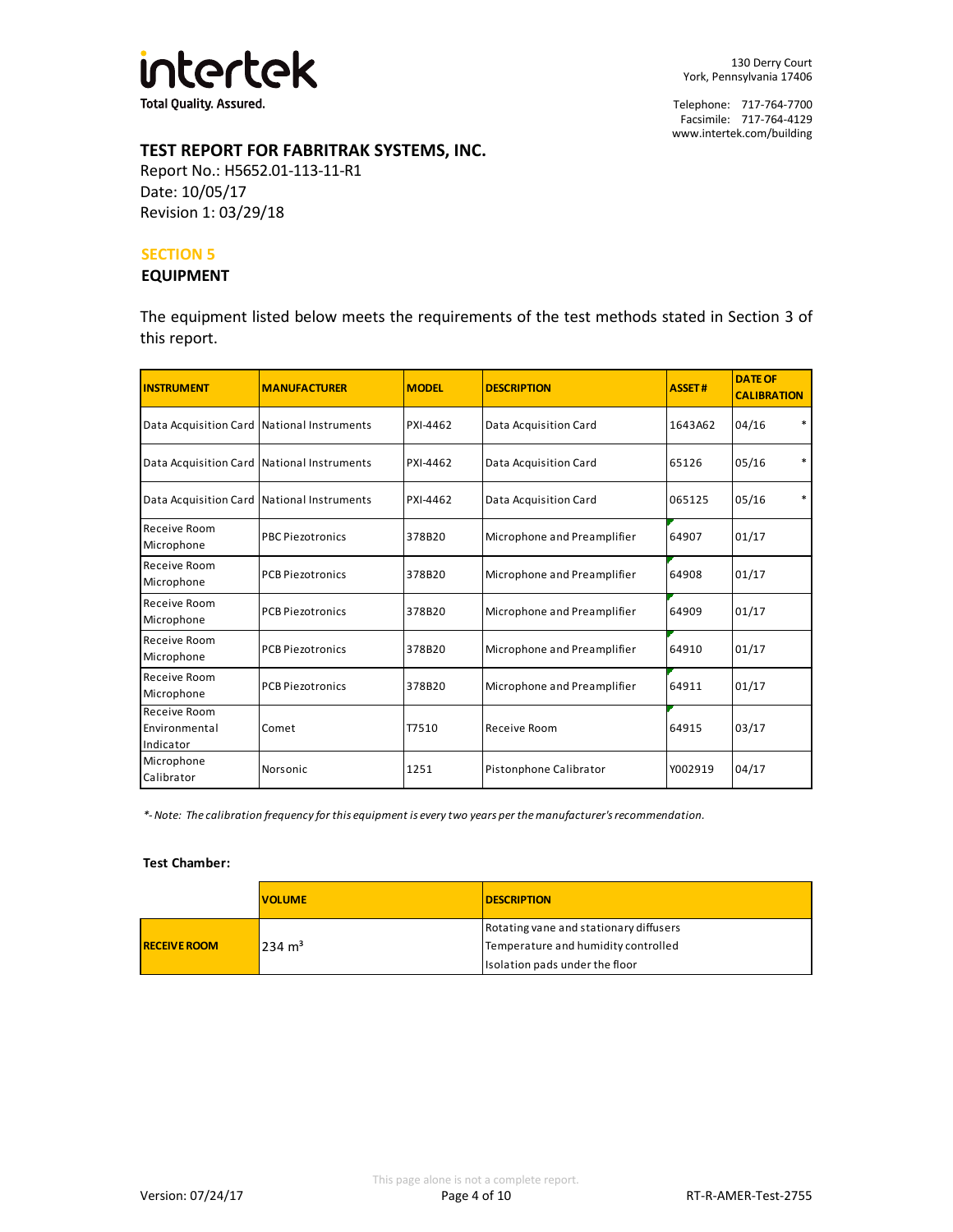**TEST REPORT FOR FABRITRAK SYSTEMS, INC.**

Report No.: H5652.01-113-11-R1

Date: 10/05/17

Revision 1: 03/29/18

## SECTION 5

## EQUIPMENT

The equipment listed below meets the requirements of the test methods stated in Section 3 of this report.

| INSTRUMENT | MANUFACTURER | MODEL | DESCRIPTION | ASSET # | DATE OF CALIBRATION |
|---|---|---|---|---|---|
| Data Acquisition Card | National Instruments | PXI-4462 | Data Acquisition Card | 1643A62 | 04/16 * |
| Data Acquisition Card | National Instruments | PXI-4462 | Data Acquisition Card | 65126 | 05/16 * |
| Data Acquisition Card | National Instruments | PXI-4462 | Data Acquisition Card | 065125 | 05/16 * |
| Receive Room Microphone | PBC Piezotronics | 378B20 | Microphone and Preamplifier | 64907 | 01/17 |
| Receive Room Microphone | PCB Piezotronics | 378B20 | Microphone and Preamplifier | 64908 | 01/17 |
| Receive Room Microphone | PCB Piezotronics | 378B20 | Microphone and Preamplifier | 64909 | 01/17 |
| Receive Room Microphone | PCB Piezotronics | 378B20 | Microphone and Preamplifier | 64910 | 01/17 |
| Receive Room Microphone | PCB Piezotronics | 378B20 | Microphone and Preamplifier | 64911 | 01/17 |
| Receive Room Environmental Indicator | Comet | T7510 | Receive Room | 64915 | 03/17 |
| Microphone Calibrator | Norsonic | 1251 | Pistonphone Calibrator | Y002919 | 04/17 |

*\*- Note: The calibration frequency for this equipment is every two years per the manufacturer's recommendation.*

**Test Chamber:**

| | VOLUME | DESCRIPTION |
|---|---|---|
| **RECEIVE ROOM** | 234 $m^3$ | Rotating vane and stationary diffusers<br>Temperature and humidity controlled<br>Isolation pads under the floor |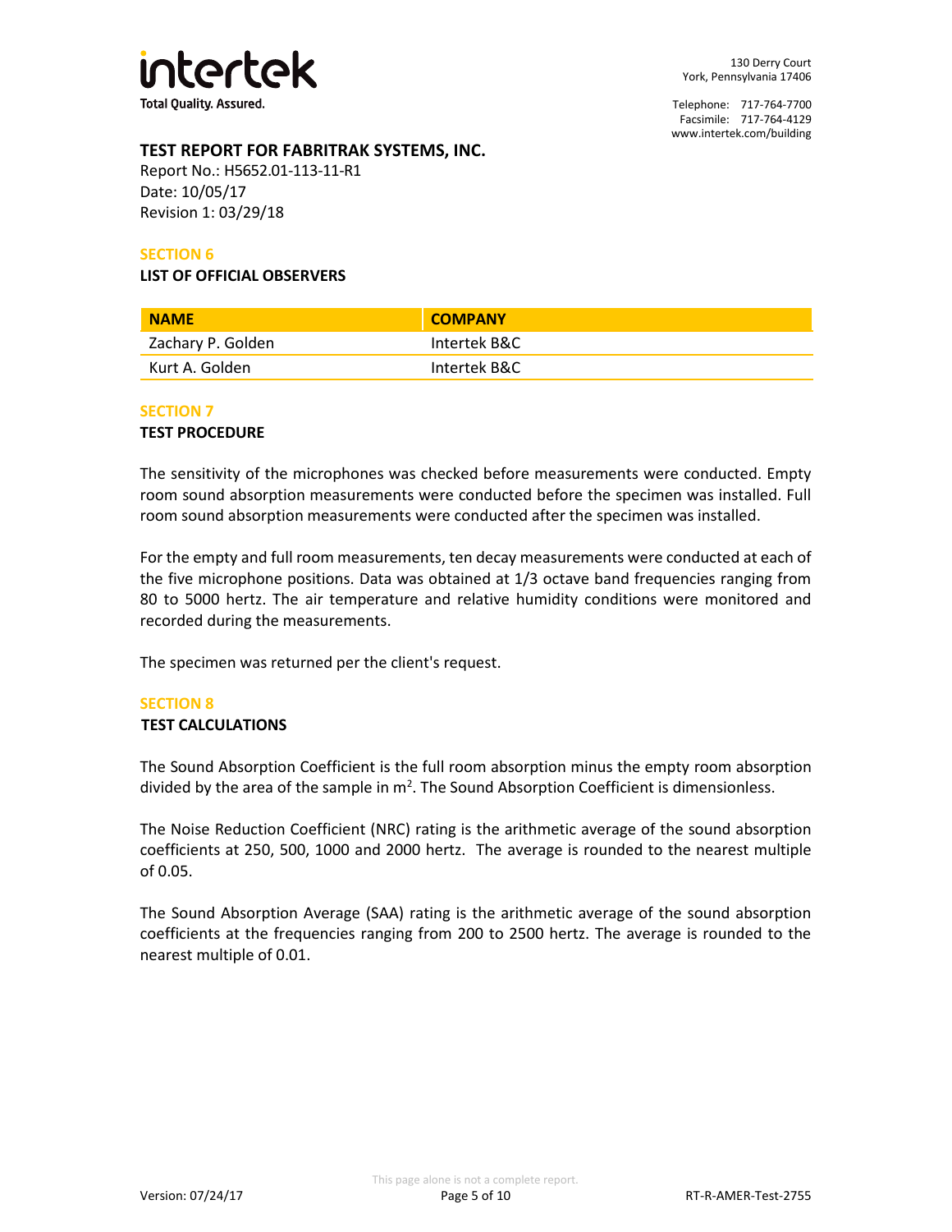**TEST REPORT FOR FABRITRAK SYSTEMS, INC.**

Report No.: H5652.01-113-11-R1

Date: 10/05/17

Revision 1: 03/29/18

## SECTION 6

### LIST OF OFFICIAL OBSERVERS

| NAME | COMPANY |
|---|---|
| Zachary P. Golden | Intertek B&C |
| Kurt A. Golden | Intertek B&C |

## SECTION 7

### TEST PROCEDURE

The sensitivity of the microphones was checked before measurements were conducted. Empty room sound absorption measurements were conducted before the specimen was installed. Full room sound absorption measurements were conducted after the specimen was installed.

For the empty and full room measurements, ten decay measurements were conducted at each of the five microphone positions. Data was obtained at 1/3 octave band frequencies ranging from 80 to 5000 hertz. The air temperature and relative humidity conditions were monitored and recorded during the measurements.

The specimen was returned per the client's request.

## SECTION 8

### TEST CALCULATIONS

The Sound Absorption Coefficient is the full room absorption minus the empty room absorption divided by the area of the sample in $m^2$. The Sound Absorption Coefficient is dimensionless.

The Noise Reduction Coefficient (NRC) rating is the arithmetic average of the sound absorption coefficients at 250, 500, 1000 and 2000 hertz. The average is rounded to the nearest multiple of 0.05.

The Sound Absorption Average (SAA) rating is the arithmetic average of the sound absorption coefficients at the frequencies ranging from 200 to 2500 hertz. The average is rounded to the nearest multiple of 0.01.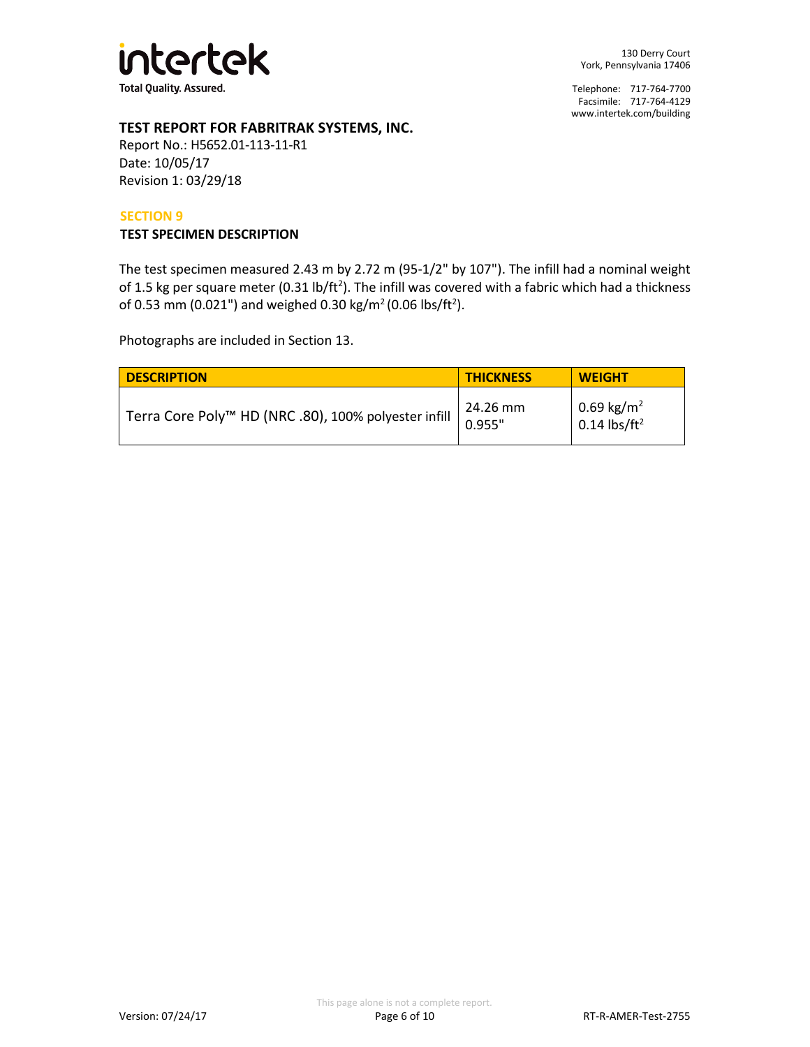**TEST REPORT FOR FABRITRAK SYSTEMS, INC.**

Report No.: H5652.01-113-11-R1

Date: 10/05/17

Revision 1: 03/29/18

## SECTION 9

### TEST SPECIMEN DESCRIPTION

The test specimen measured 2.43 m by 2.72 m (95-1/2" by 107"). The infill had a nominal weight of 1.5 kg per square meter (0.31 lb/$ft^2$). The infill was covered with a fabric which had a thickness of 0.53 mm (0.021") and weighed 0.30 kg/$m^2$ (0.06 lbs/$ft^2$).

Photographs are included in Section 13.

| DESCRIPTION | THICKNESS | WEIGHT |
|---|---|---|
| Terra Core Poly™ HD (NRC .80), 100% polyester infill | 24.26 mm<br>0.955" | 0.69 kg/$m^2$<br>0.14 lbs/$ft^2$ |

This page alone is not a complete report.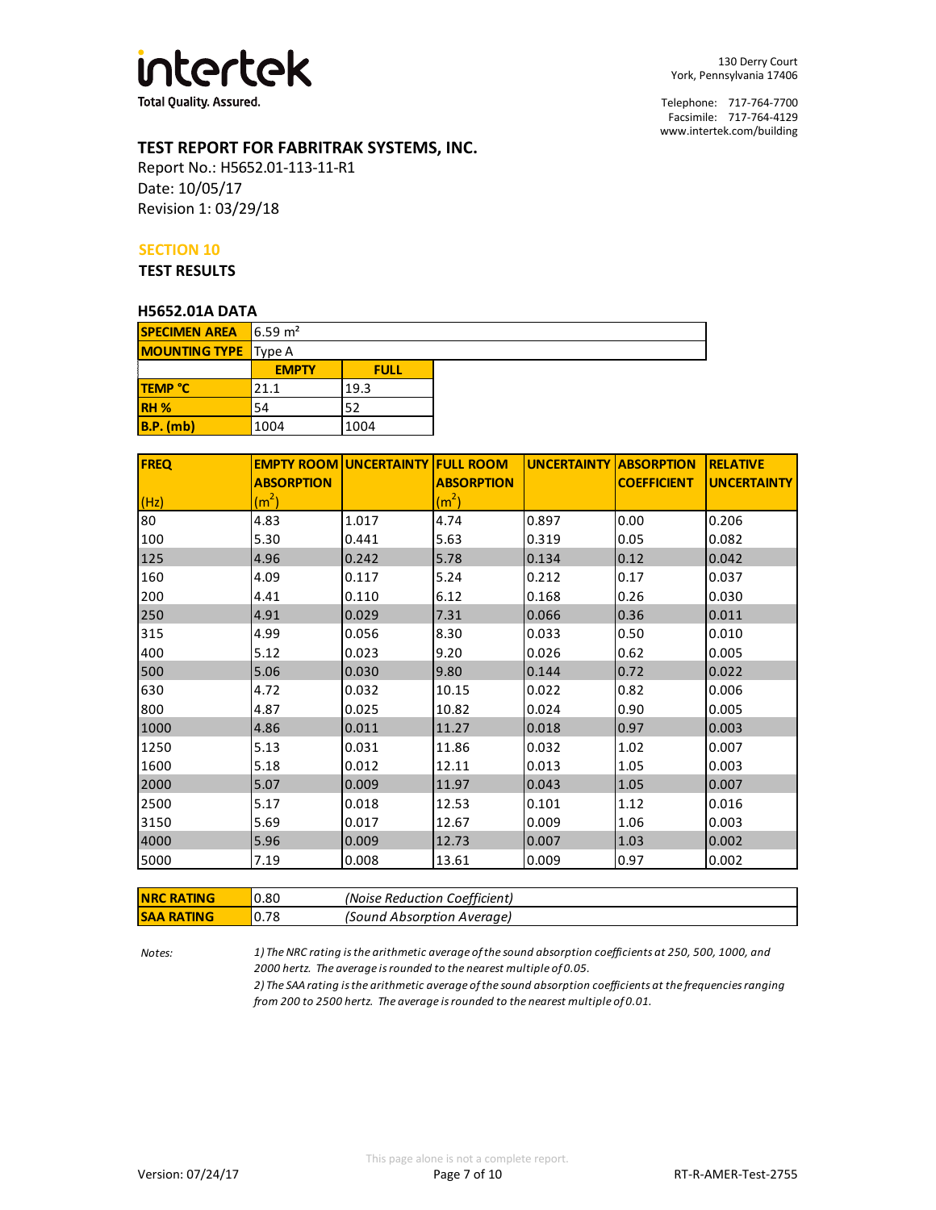**TEST REPORT FOR FABRITRAK SYSTEMS, INC.**
Report No.: H5652.01-113-11-R1
Date: 10/05/17
Revision 1: 03/29/18

## SECTION 10

### TEST RESULTS

#### H5652.01A DATA

| SPECIMEN AREA | 6.59 m² | |
|---|---|---|
| MOUNTING TYPE | Type A | |
| | EMPTY | FULL |
| TEMP °C | 21.1 | 19.3 |
| RH % | 54 | 52 |
| B.P. (mb) | 1004 | 1004 |

| FREQ (Hz) | EMPTY ROOM ABSORPTION ($m^2$) | UNCERTAINTY | FULL ROOM ABSORPTION ($m^2$) | UNCERTAINTY | ABSORPTION COEFFICIENT | RELATIVE UNCERTAINTY |
|---|---|---|---|---|---|---|
| 80 | 4.83 | 1.017 | 4.74 | 0.897 | 0.00 | 0.206 |
| 100 | 5.30 | 0.441 | 5.63 | 0.319 | 0.05 | 0.082 |
| 125 | 4.96 | 0.242 | 5.78 | 0.134 | 0.12 | 0.042 |
| 160 | 4.09 | 0.117 | 5.24 | 0.212 | 0.17 | 0.037 |
| 200 | 4.41 | 0.110 | 6.12 | 0.168 | 0.26 | 0.030 |
| 250 | 4.91 | 0.029 | 7.31 | 0.066 | 0.36 | 0.011 |
| 315 | 4.99 | 0.056 | 8.30 | 0.033 | 0.50 | 0.010 |
| 400 | 5.12 | 0.023 | 9.20 | 0.026 | 0.62 | 0.005 |
| 500 | 5.06 | 0.030 | 9.80 | 0.144 | 0.72 | 0.022 |
| 630 | 4.72 | 0.032 | 10.15 | 0.022 | 0.82 | 0.006 |
| 800 | 4.87 | 0.025 | 10.82 | 0.024 | 0.90 | 0.005 |
| 1000 | 4.86 | 0.011 | 11.27 | 0.018 | 0.97 | 0.003 |
| 1250 | 5.13 | 0.031 | 11.86 | 0.032 | 1.02 | 0.007 |
| 1600 | 5.18 | 0.012 | 12.11 | 0.013 | 1.05 | 0.003 |
| 2000 | 5.07 | 0.009 | 11.97 | 0.043 | 1.05 | 0.007 |
| 2500 | 5.17 | 0.018 | 12.53 | 0.101 | 1.12 | 0.016 |
| 3150 | 5.69 | 0.017 | 12.67 | 0.009 | 1.06 | 0.003 |
| 4000 | 5.96 | 0.009 | 12.73 | 0.007 | 1.03 | 0.002 |
| 5000 | 7.19 | 0.008 | 13.61 | 0.009 | 0.97 | 0.002 |

| NRC RATING | 0.80 | *(Noise Reduction Coefficient)* |
|---|---|---|
| SAA RATING | 0.78 | *(Sound Absorption Average)* |

*Notes:*

*1) The NRC rating is the arithmetic average of the sound absorption coefficients at 250, 500, 1000, and 2000 hertz. The average is rounded to the nearest multiple of 0.05.*

*2) The SAA rating is the arithmetic average of the sound absorption coefficients at the frequencies ranging from 200 to 2500 hertz. The average is rounded to the nearest multiple of 0.01.*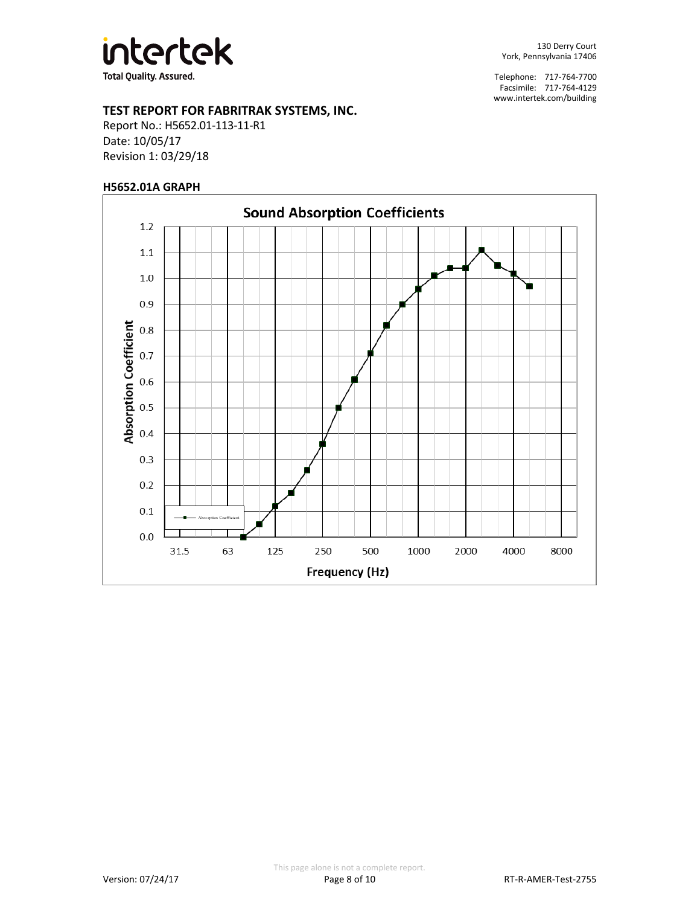**TEST REPORT FOR FABRITRAK SYSTEMS, INC.**
Report No.: H5652.01-113-11-R1
Date: 10/05/17
Revision 1: 03/29/18

**H5652.01A GRAPH**

**Sound Absorption Coefficients**

Absorption Coefficient (y-axis, 0.0–1.2) vs. Frequency (Hz) (x-axis: 31.5, 63, 125, 250, 500, 1000, 2000, 4000, 8000)

Legend: Absorption Coefficient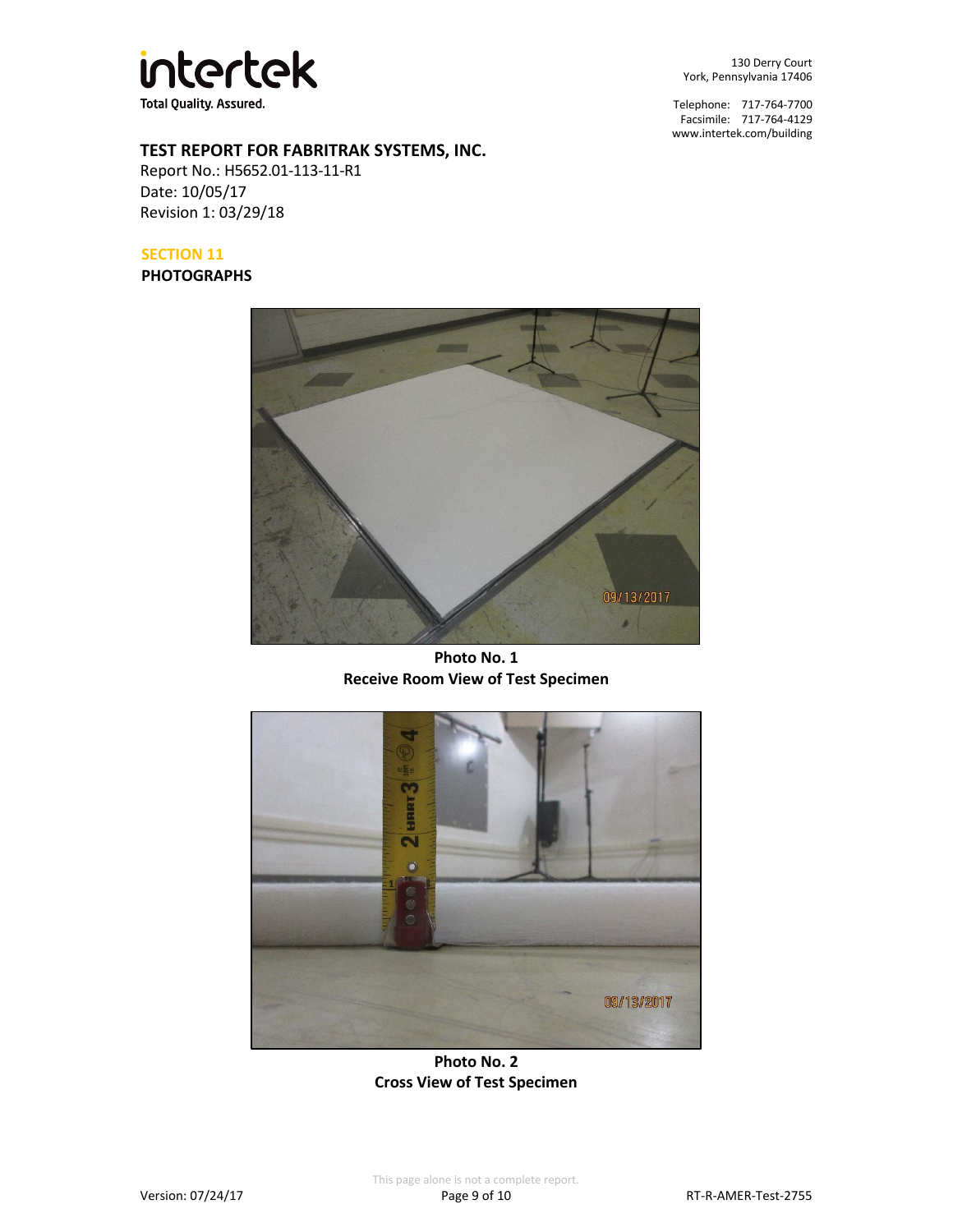**TEST REPORT FOR FABRITRAK SYSTEMS, INC.**
Report No.: H5652.01-113-11-R1
Date: 10/05/17
Revision 1: 03/29/18

## SECTION 11
## PHOTOGRAPHS

**Photo No. 1**
**Receive Room View of Test Specimen**

**Photo No. 2**
**Cross View of Test Specimen**

This page alone is not a complete report.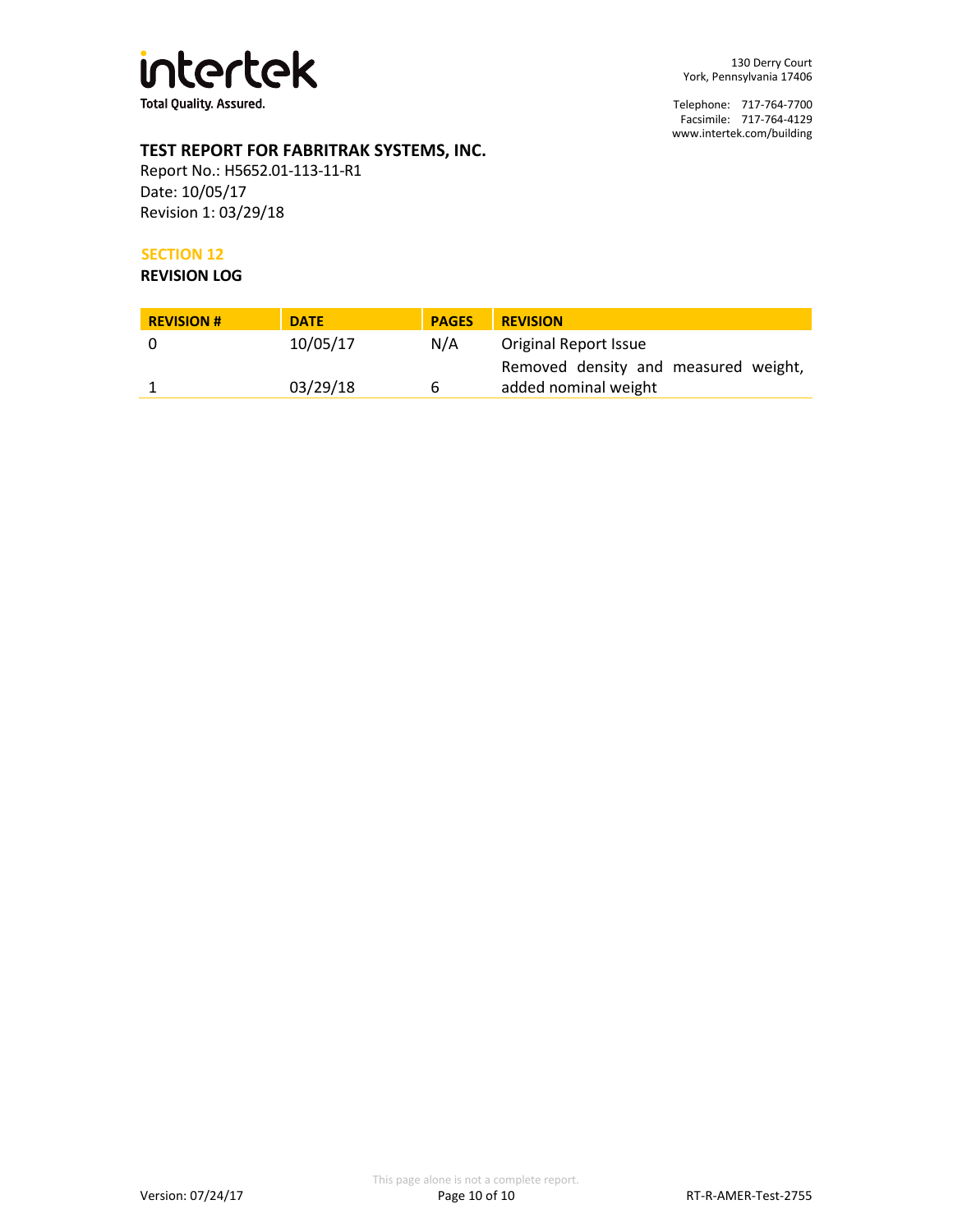## TEST REPORT FOR FABRITRAK SYSTEMS, INC.

Report No.: H5652.01-113-11-R1
Date: 10/05/17
Revision 1: 03/29/18

### SECTION 12

### REVISION LOG

| REVISION # | DATE | PAGES | REVISION |
|---|---|---|---|
| 0 | 10/05/17 | N/A | Original Report Issue |
| 1 | 03/29/18 | 6 | Removed density and measured weight, added nominal weight |